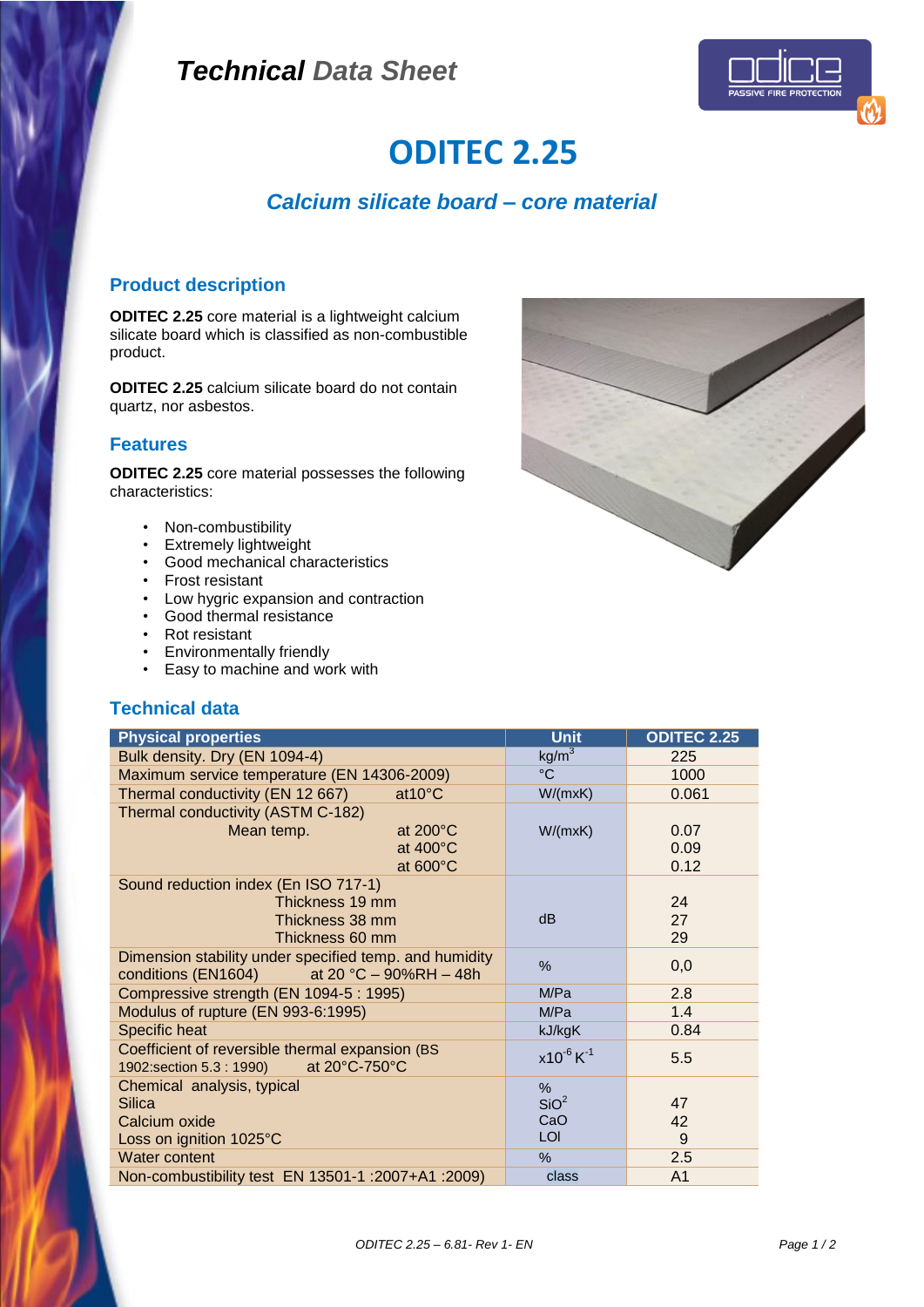# *Technical* Data Sheet

# ODITEC 2.25

## *Calcium silicate board – core material*

### Product description

**ODITEC 2.25** core material is a lightweight calcium silicate board which is classified as non-combustible product.

**ODITEC 2.25** calcium silicate board do not contain quartz, nor asbestos.

### Features

**ODITEC 2.25** core material possesses the following characteristics:

- Non-combustibility
- Extremely lightweight
- Good mechanical characteristics
- Frost resistant
- Low hygric expansion and contraction
- Good thermal resistance
- Rot resistant
- Environmentally friendly
- Easy to machine and work with

### Technical data

| Physical properties | Unit | ODITEC 2.25 |
|---|---|---|
| Bulk density. Dry (EN 1094-4) | $kg/m^3$ | 225 |
| Maximum service temperature (EN 14306-2009) | °C | 1000 |
| Thermal conductivity (EN 12 667) at10°C | W/(mxK) | 0.061 |
| Thermal conductivity (ASTM C-182) Mean temp. at 200°C / at 400°C / at 600°C | W/(mxK) | 0.07 / 0.09 / 0.12 |
| Sound reduction index (En ISO 717-1) Thickness 19 mm / Thickness 38 mm / Thickness 60 mm | dB | 24 / 27 / 29 |
| Dimension stability under specified temp. and humidity conditions (EN1604) at 20 °C – 90%RH – 48h | % | 0,0 |
| Compressive strength (EN 1094-5 : 1995) | M/Pa | 2.8 |
| Modulus of rupture (EN 993-6:1995) | M/Pa | 1.4 |
| Specific heat | kJ/kgK | 0.84 |
| Coefficient of reversible thermal expansion (BS 1902:section 5.3 : 1990) at 20°C-750°C | $x10^{-6} K^{-1}$ | 5.5 |
| Chemical analysis, typical | % | |
| Silica | $SiO^2$ | 47 |
| Calcium oxide | CaO | 42 |
| Loss on ignition 1025°C | LOI | 9 |
| Water content | % | 2.5 |
| Non-combustibility test EN 13501-1 :2007+A1 :2009) | class | A1 |

*ODITEC 2.25 – 6.81- Rev 1- EN*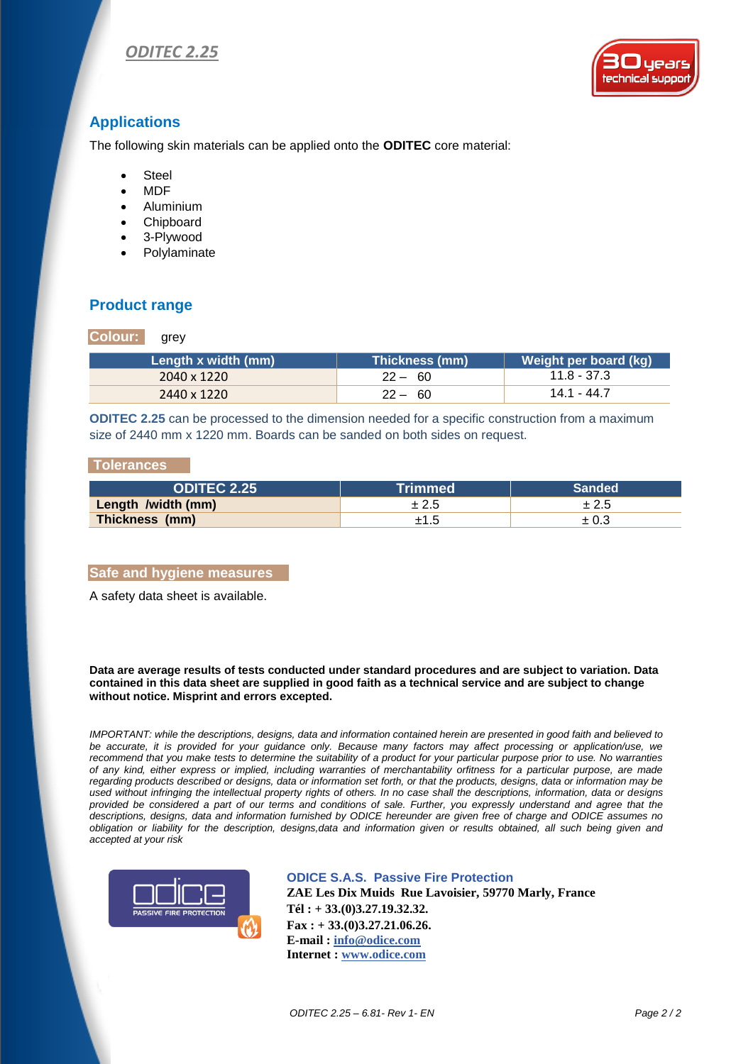## Applications

The following skin materials can be applied onto the **ODITEC** core material:

- Steel
- MDF
- Aluminium
- Chipboard
- 3-Plywood
- Polylaminate

## Product range

**Colour:** grey

| Length x width (mm) | Thickness (mm) | Weight per board (kg) |
|---|---|---|
| 2040 x 1220 | 22 – 60 | 11.8 - 37.3 |
| 2440 x 1220 | 22 – 60 | 14.1 - 44.7 |

**ODITEC 2.25** can be processed to the dimension needed for a specific construction from a maximum size of 2440 mm x 1220 mm. Boards can be sanded on both sides on request.

### Tolerances

| ODITEC 2.25 | Trimmed | Sanded |
|---|---|---|
| **Length /width (mm)** | ± 2.5 | ± 2.5 |
| **Thickness (mm)** | ±1.5 | ± 0.3 |

### Safe and hygiene measures

A safety data sheet is available.

**Data are average results of tests conducted under standard procedures and are subject to variation. Data contained in this data sheet are supplied in good faith as a technical service and are subject to change without notice. Misprint and errors excepted.**

*IMPORTANT: while the descriptions, designs, data and information contained herein are presented in good faith and believed to be accurate, it is provided for your guidance only. Because many factors may affect processing or application/use, we recommend that you make tests to determine the suitability of a product for your particular purpose prior to use. No warranties of any kind, either express or implied, including warranties of merchantability orfitness for a particular purpose, are made regarding products described or designs, data or information set forth, or that the products, designs, data or information may be used without infringing the intellectual property rights of others. In no case shall the descriptions, information, data or designs provided be considered a part of our terms and conditions of sale. Further, you expressly understand and agree that the descriptions, designs, data and information furnished by ODICE hereunder are given free of charge and ODICE assumes no obligation or liability for the description, designs,data and information given or results obtained, all such being given and accepted at your risk*

**ODICE S.A.S. Passive Fire Protection**
**ZAE Les Dix Muids Rue Lavoisier, 59770 Marly, France**
**Tél : + 33.(0)3.27.19.32.32.**
**Fax : + 33.(0)3.27.21.06.26.**
**E-mail : info@odice.com**
**Internet : www.odice.com**

*ODITEC 2.25 – 6.81- Rev 1- EN*